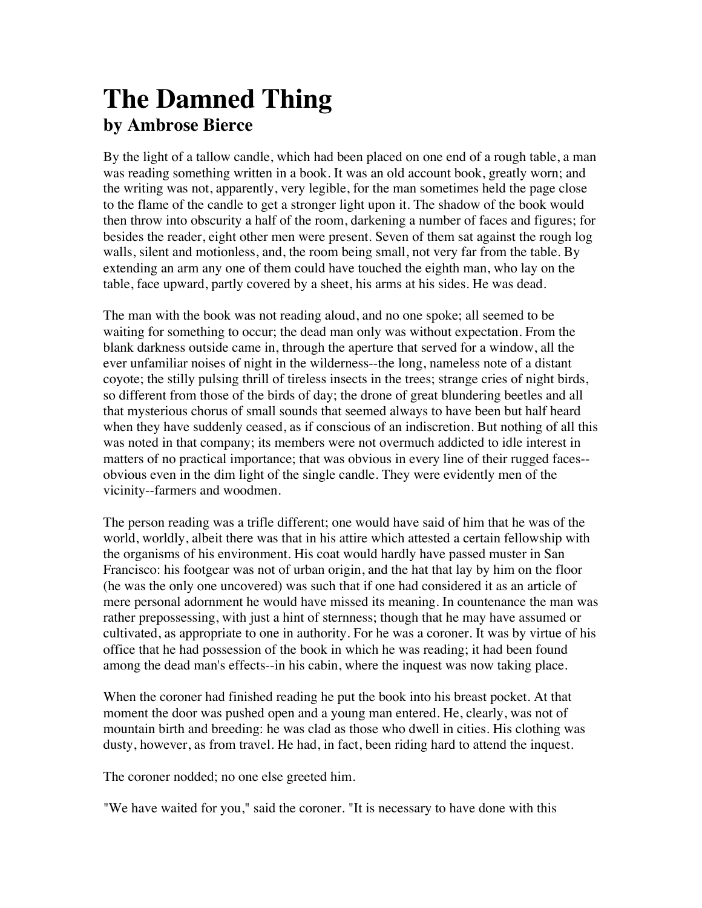# The Damned Thing
## by Ambrose Bierce

By the light of a tallow candle, which had been placed on one end of a rough table, a man was reading something written in a book. It was an old account book, greatly worn; and the writing was not, apparently, very legible, for the man sometimes held the page close to the flame of the candle to get a stronger light upon it. The shadow of the book would then throw into obscurity a half of the room, darkening a number of faces and figures; for besides the reader, eight other men were present. Seven of them sat against the rough log walls, silent and motionless, and, the room being small, not very far from the table. By extending an arm any one of them could have touched the eighth man, who lay on the table, face upward, partly covered by a sheet, his arms at his sides. He was dead.

The man with the book was not reading aloud, and no one spoke; all seemed to be waiting for something to occur; the dead man only was without expectation. From the blank darkness outside came in, through the aperture that served for a window, all the ever unfamiliar noises of night in the wilderness--the long, nameless note of a distant coyote; the stilly pulsing thrill of tireless insects in the trees; strange cries of night birds, so different from those of the birds of day; the drone of great blundering beetles and all that mysterious chorus of small sounds that seemed always to have been but half heard when they have suddenly ceased, as if conscious of an indiscretion. But nothing of all this was noted in that company; its members were not overmuch addicted to idle interest in matters of no practical importance; that was obvious in every line of their rugged faces--obvious even in the dim light of the single candle. They were evidently men of the vicinity--farmers and woodmen.

The person reading was a trifle different; one would have said of him that he was of the world, worldly, albeit there was that in his attire which attested a certain fellowship with the organisms of his environment. His coat would hardly have passed muster in San Francisco: his footgear was not of urban origin, and the hat that lay by him on the floor (he was the only one uncovered) was such that if one had considered it as an article of mere personal adornment he would have missed its meaning. In countenance the man was rather prepossessing, with just a hint of sternness; though that he may have assumed or cultivated, as appropriate to one in authority. For he was a coroner. It was by virtue of his office that he had possession of the book in which he was reading; it had been found among the dead man's effects--in his cabin, where the inquest was now taking place.

When the coroner had finished reading he put the book into his breast pocket. At that moment the door was pushed open and a young man entered. He, clearly, was not of mountain birth and breeding: he was clad as those who dwell in cities. His clothing was dusty, however, as from travel. He had, in fact, been riding hard to attend the inquest.

The coroner nodded; no one else greeted him.

"We have waited for you," said the coroner. "It is necessary to have done with this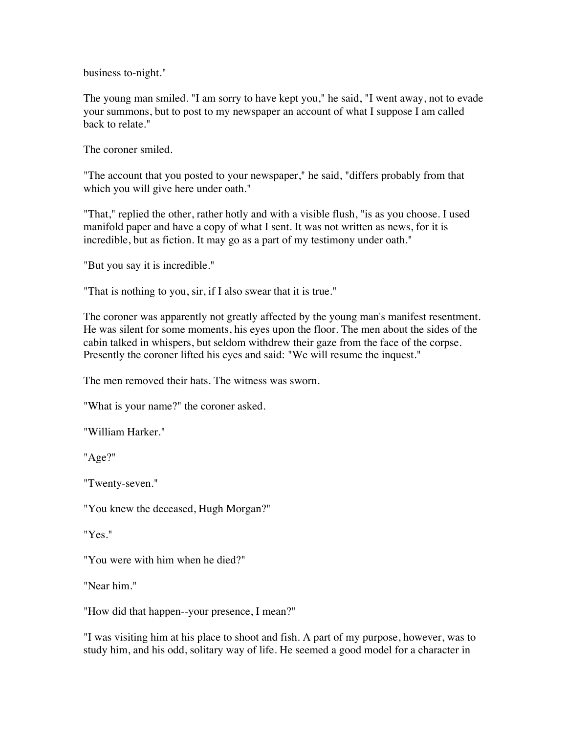business to-night."

The young man smiled. "I am sorry to have kept you," he said, "I went away, not to evade your summons, but to post to my newspaper an account of what I suppose I am called back to relate."

The coroner smiled.

"The account that you posted to your newspaper," he said, "differs probably from that which you will give here under oath."

"That," replied the other, rather hotly and with a visible flush, "is as you choose. I used manifold paper and have a copy of what I sent. It was not written as news, for it is incredible, but as fiction. It may go as a part of my testimony under oath."

"But you say it is incredible."

"That is nothing to you, sir, if I also swear that it is true."

The coroner was apparently not greatly affected by the young man's manifest resentment. He was silent for some moments, his eyes upon the floor. The men about the sides of the cabin talked in whispers, but seldom withdrew their gaze from the face of the corpse. Presently the coroner lifted his eyes and said: "We will resume the inquest."

The men removed their hats. The witness was sworn.

"What is your name?" the coroner asked.

"William Harker."

"Age?"

"Twenty-seven."

"You knew the deceased, Hugh Morgan?"

"Yes."

"You were with him when he died?"

"Near him."

"How did that happen--your presence, I mean?"

"I was visiting him at his place to shoot and fish. A part of my purpose, however, was to study him, and his odd, solitary way of life. He seemed a good model for a character in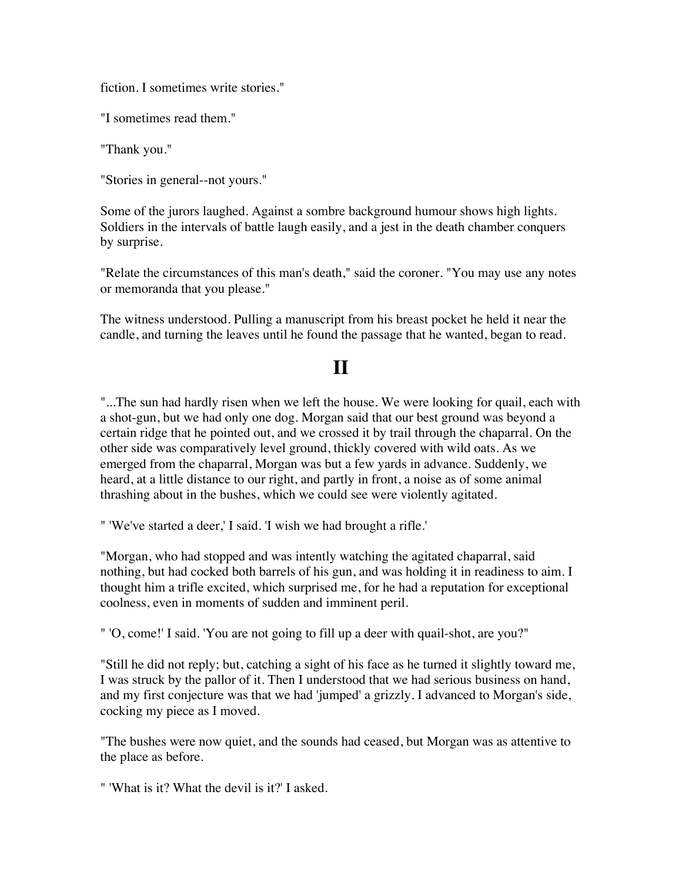fiction. I sometimes write stories."

"I sometimes read them."

"Thank you."

"Stories in general--not yours."

Some of the jurors laughed. Against a sombre background humour shows high lights. Soldiers in the intervals of battle laugh easily, and a jest in the death chamber conquers by surprise.

"Relate the circumstances of this man's death," said the coroner. "You may use any notes or memoranda that you please."

The witness understood. Pulling a manuscript from his breast pocket he held it near the candle, and turning the leaves until he found the passage that he wanted, began to read.

## II

"...The sun had hardly risen when we left the house. We were looking for quail, each with a shot-gun, but we had only one dog. Morgan said that our best ground was beyond a certain ridge that he pointed out, and we crossed it by trail through the chaparral. On the other side was comparatively level ground, thickly covered with wild oats. As we emerged from the chaparral, Morgan was but a few yards in advance. Suddenly, we heard, at a little distance to our right, and partly in front, a noise as of some animal thrashing about in the bushes, which we could see were violently agitated.

" 'We've started a deer,' I said. 'I wish we had brought a rifle.'

"Morgan, who had stopped and was intently watching the agitated chaparral, said nothing, but had cocked both barrels of his gun, and was holding it in readiness to aim. I thought him a trifle excited, which surprised me, for he had a reputation for exceptional coolness, even in moments of sudden and imminent peril.

" 'O, come!' I said. 'You are not going to fill up a deer with quail-shot, are you?"

"Still he did not reply; but, catching a sight of his face as he turned it slightly toward me, I was struck by the pallor of it. Then I understood that we had serious business on hand, and my first conjecture was that we had 'jumped' a grizzly. I advanced to Morgan's side, cocking my piece as I moved.

"The bushes were now quiet, and the sounds had ceased, but Morgan was as attentive to the place as before.

" 'What is it? What the devil is it?' I asked.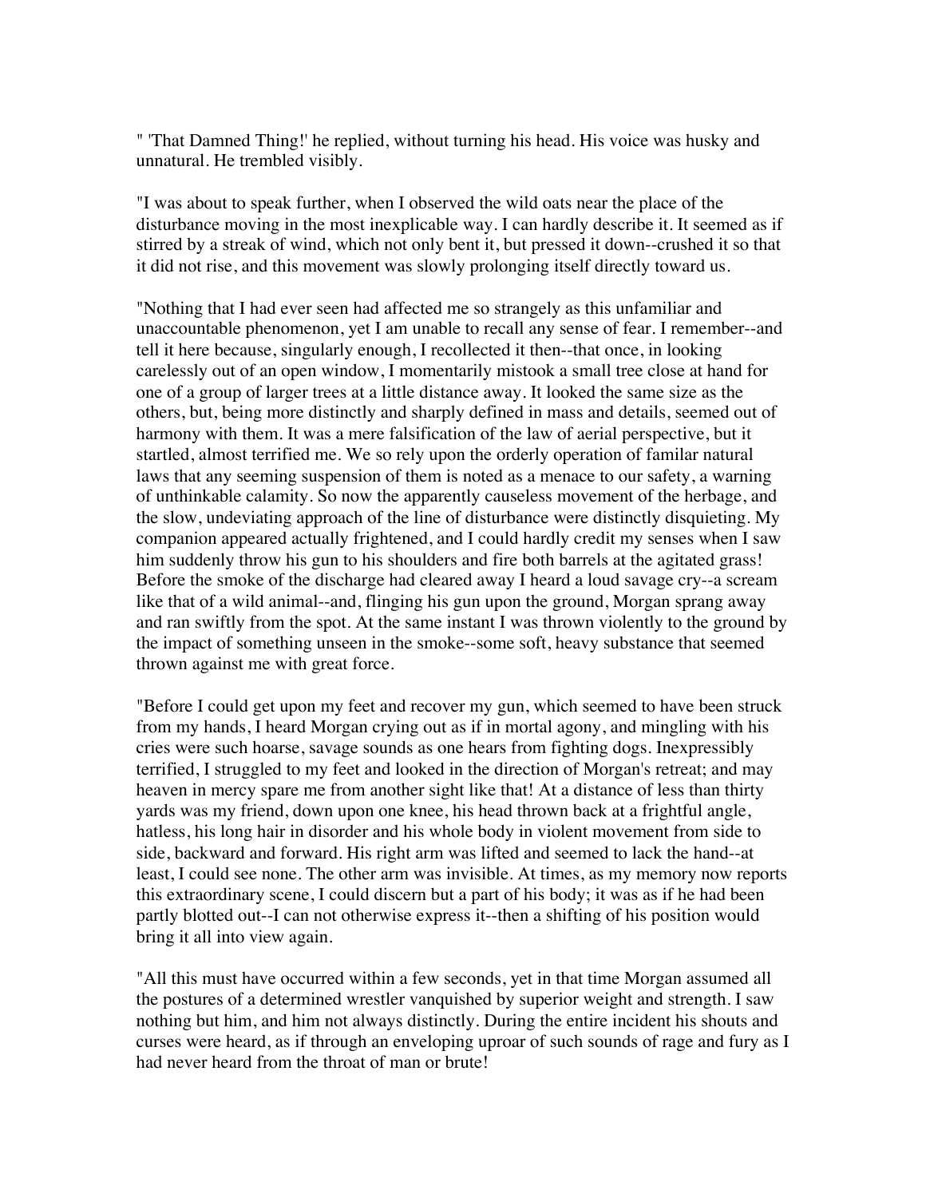" 'That Damned Thing!' he replied, without turning his head. His voice was husky and unnatural. He trembled visibly.

"I was about to speak further, when I observed the wild oats near the place of the disturbance moving in the most inexplicable way. I can hardly describe it. It seemed as if stirred by a streak of wind, which not only bent it, but pressed it down--crushed it so that it did not rise, and this movement was slowly prolonging itself directly toward us.

"Nothing that I had ever seen had affected me so strangely as this unfamiliar and unaccountable phenomenon, yet I am unable to recall any sense of fear. I remember--and tell it here because, singularly enough, I recollected it then--that once, in looking carelessly out of an open window, I momentarily mistook a small tree close at hand for one of a group of larger trees at a little distance away. It looked the same size as the others, but, being more distinctly and sharply defined in mass and details, seemed out of harmony with them. It was a mere falsification of the law of aerial perspective, but it startled, almost terrified me. We so rely upon the orderly operation of familar natural laws that any seeming suspension of them is noted as a menace to our safety, a warning of unthinkable calamity. So now the apparently causeless movement of the herbage, and the slow, undeviating approach of the line of disturbance were distinctly disquieting. My companion appeared actually frightened, and I could hardly credit my senses when I saw him suddenly throw his gun to his shoulders and fire both barrels at the agitated grass! Before the smoke of the discharge had cleared away I heard a loud savage cry--a scream like that of a wild animal--and, flinging his gun upon the ground, Morgan sprang away and ran swiftly from the spot. At the same instant I was thrown violently to the ground by the impact of something unseen in the smoke--some soft, heavy substance that seemed thrown against me with great force.

"Before I could get upon my feet and recover my gun, which seemed to have been struck from my hands, I heard Morgan crying out as if in mortal agony, and mingling with his cries were such hoarse, savage sounds as one hears from fighting dogs. Inexpressibly terrified, I struggled to my feet and looked in the direction of Morgan's retreat; and may heaven in mercy spare me from another sight like that! At a distance of less than thirty yards was my friend, down upon one knee, his head thrown back at a frightful angle, hatless, his long hair in disorder and his whole body in violent movement from side to side, backward and forward. His right arm was lifted and seemed to lack the hand--at least, I could see none. The other arm was invisible. At times, as my memory now reports this extraordinary scene, I could discern but a part of his body; it was as if he had been partly blotted out--I can not otherwise express it--then a shifting of his position would bring it all into view again.

"All this must have occurred within a few seconds, yet in that time Morgan assumed all the postures of a determined wrestler vanquished by superior weight and strength. I saw nothing but him, and him not always distinctly. During the entire incident his shouts and curses were heard, as if through an enveloping uproar of such sounds of rage and fury as I had never heard from the throat of man or brute!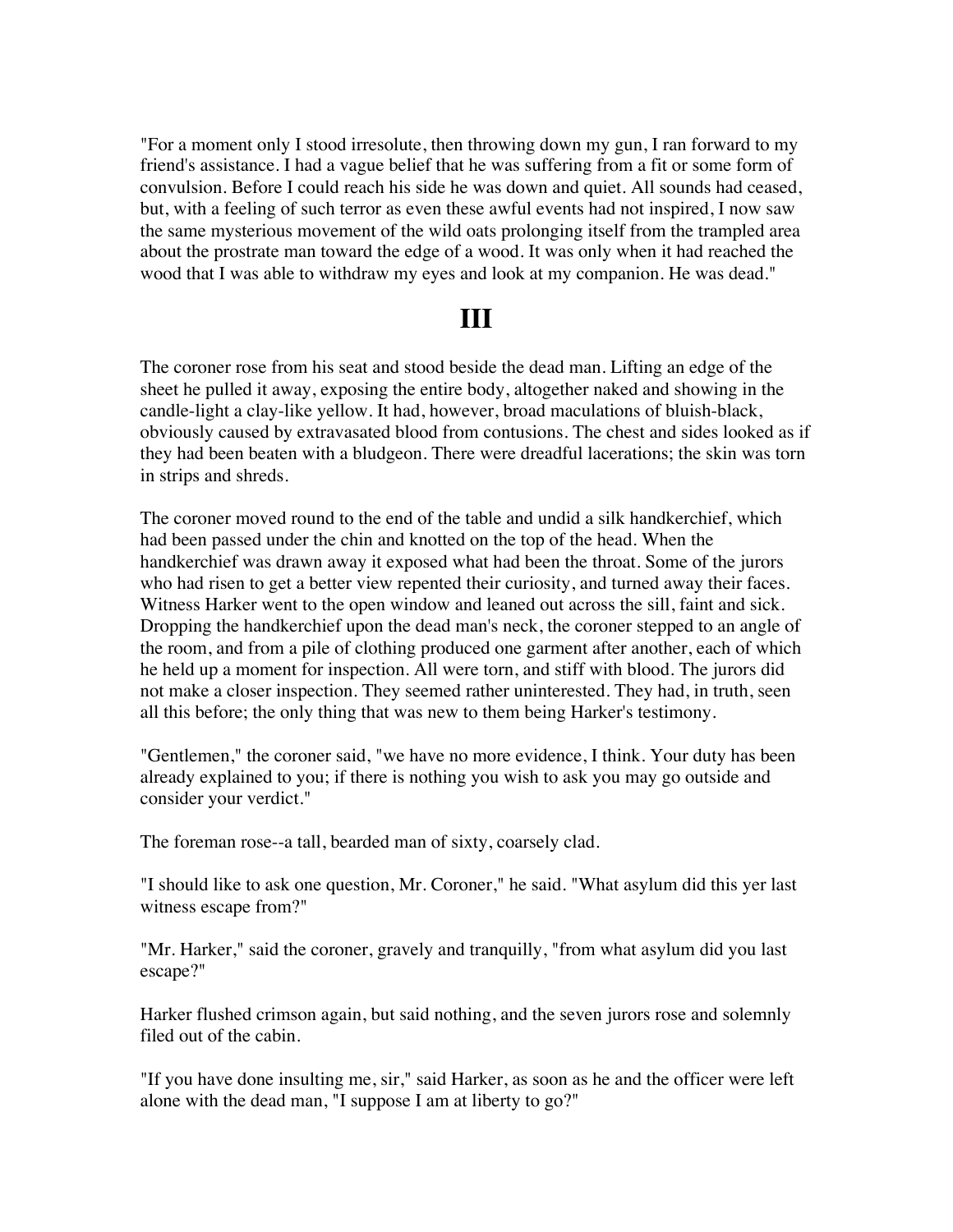"For a moment only I stood irresolute, then throwing down my gun, I ran forward to my friend's assistance. I had a vague belief that he was suffering from a fit or some form of convulsion. Before I could reach his side he was down and quiet. All sounds had ceased, but, with a feeling of such terror as even these awful events had not inspired, I now saw the same mysterious movement of the wild oats prolonging itself from the trampled area about the prostrate man toward the edge of a wood. It was only when it had reached the wood that I was able to withdraw my eyes and look at my companion. He was dead."

## III

The coroner rose from his seat and stood beside the dead man. Lifting an edge of the sheet he pulled it away, exposing the entire body, altogether naked and showing in the candle-light a clay-like yellow. It had, however, broad maculations of bluish-black, obviously caused by extravasated blood from contusions. The chest and sides looked as if they had been beaten with a bludgeon. There were dreadful lacerations; the skin was torn in strips and shreds.

The coroner moved round to the end of the table and undid a silk handkerchief, which had been passed under the chin and knotted on the top of the head. When the handkerchief was drawn away it exposed what had been the throat. Some of the jurors who had risen to get a better view repented their curiosity, and turned away their faces. Witness Harker went to the open window and leaned out across the sill, faint and sick. Dropping the handkerchief upon the dead man's neck, the coroner stepped to an angle of the room, and from a pile of clothing produced one garment after another, each of which he held up a moment for inspection. All were torn, and stiff with blood. The jurors did not make a closer inspection. They seemed rather uninterested. They had, in truth, seen all this before; the only thing that was new to them being Harker's testimony.

"Gentlemen," the coroner said, "we have no more evidence, I think. Your duty has been already explained to you; if there is nothing you wish to ask you may go outside and consider your verdict."

The foreman rose--a tall, bearded man of sixty, coarsely clad.

"I should like to ask one question, Mr. Coroner," he said. "What asylum did this yer last witness escape from?"

"Mr. Harker," said the coroner, gravely and tranquilly, "from what asylum did you last escape?"

Harker flushed crimson again, but said nothing, and the seven jurors rose and solemnly filed out of the cabin.

"If you have done insulting me, sir," said Harker, as soon as he and the officer were left alone with the dead man, "I suppose I am at liberty to go?"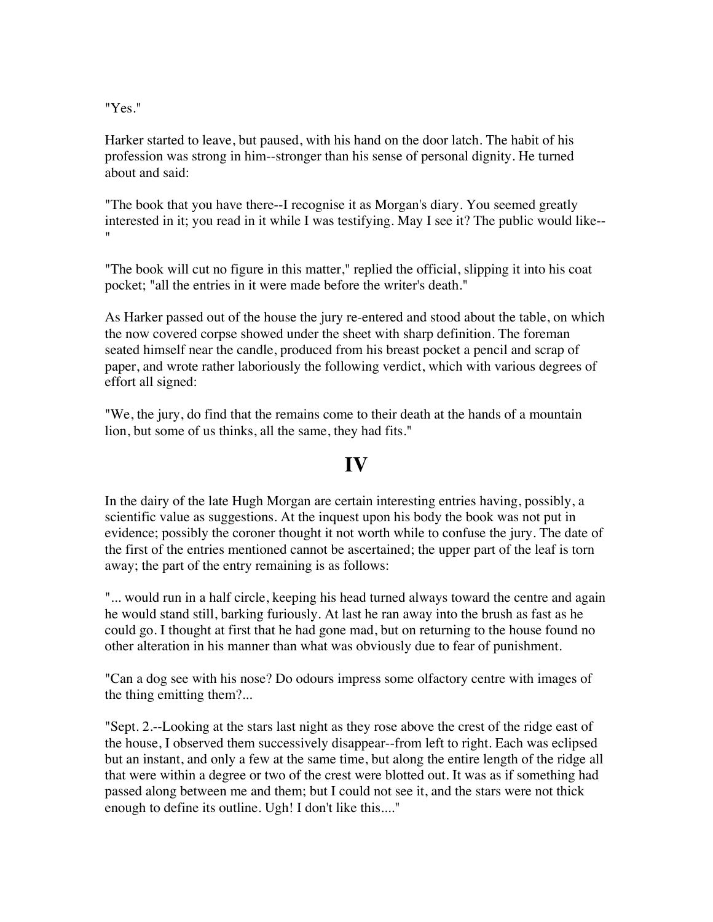"Yes."

Harker started to leave, but paused, with his hand on the door latch. The habit of his profession was strong in him--stronger than his sense of personal dignity. He turned about and said:

"The book that you have there--I recognise it as Morgan's diary. You seemed greatly interested in it; you read in it while I was testifying. May I see it? The public would like--"

"The book will cut no figure in this matter," replied the official, slipping it into his coat pocket; "all the entries in it were made before the writer's death."

As Harker passed out of the house the jury re-entered and stood about the table, on which the now covered corpse showed under the sheet with sharp definition. The foreman seated himself near the candle, produced from his breast pocket a pencil and scrap of paper, and wrote rather laboriously the following verdict, which with various degrees of effort all signed:

"We, the jury, do find that the remains come to their death at the hands of a mountain lion, but some of us thinks, all the same, they had fits."

## IV

In the dairy of the late Hugh Morgan are certain interesting entries having, possibly, a scientific value as suggestions. At the inquest upon his body the book was not put in evidence; possibly the coroner thought it not worth while to confuse the jury. The date of the first of the entries mentioned cannot be ascertained; the upper part of the leaf is torn away; the part of the entry remaining is as follows:

"... would run in a half circle, keeping his head turned always toward the centre and again he would stand still, barking furiously. At last he ran away into the brush as fast as he could go. I thought at first that he had gone mad, but on returning to the house found no other alteration in his manner than what was obviously due to fear of punishment.

"Can a dog see with his nose? Do odours impress some olfactory centre with images of the thing emitting them?...

"Sept. 2.--Looking at the stars last night as they rose above the crest of the ridge east of the house, I observed them successively disappear--from left to right. Each was eclipsed but an instant, and only a few at the same time, but along the entire length of the ridge all that were within a degree or two of the crest were blotted out. It was as if something had passed along between me and them; but I could not see it, and the stars were not thick enough to define its outline. Ugh! I don't like this...."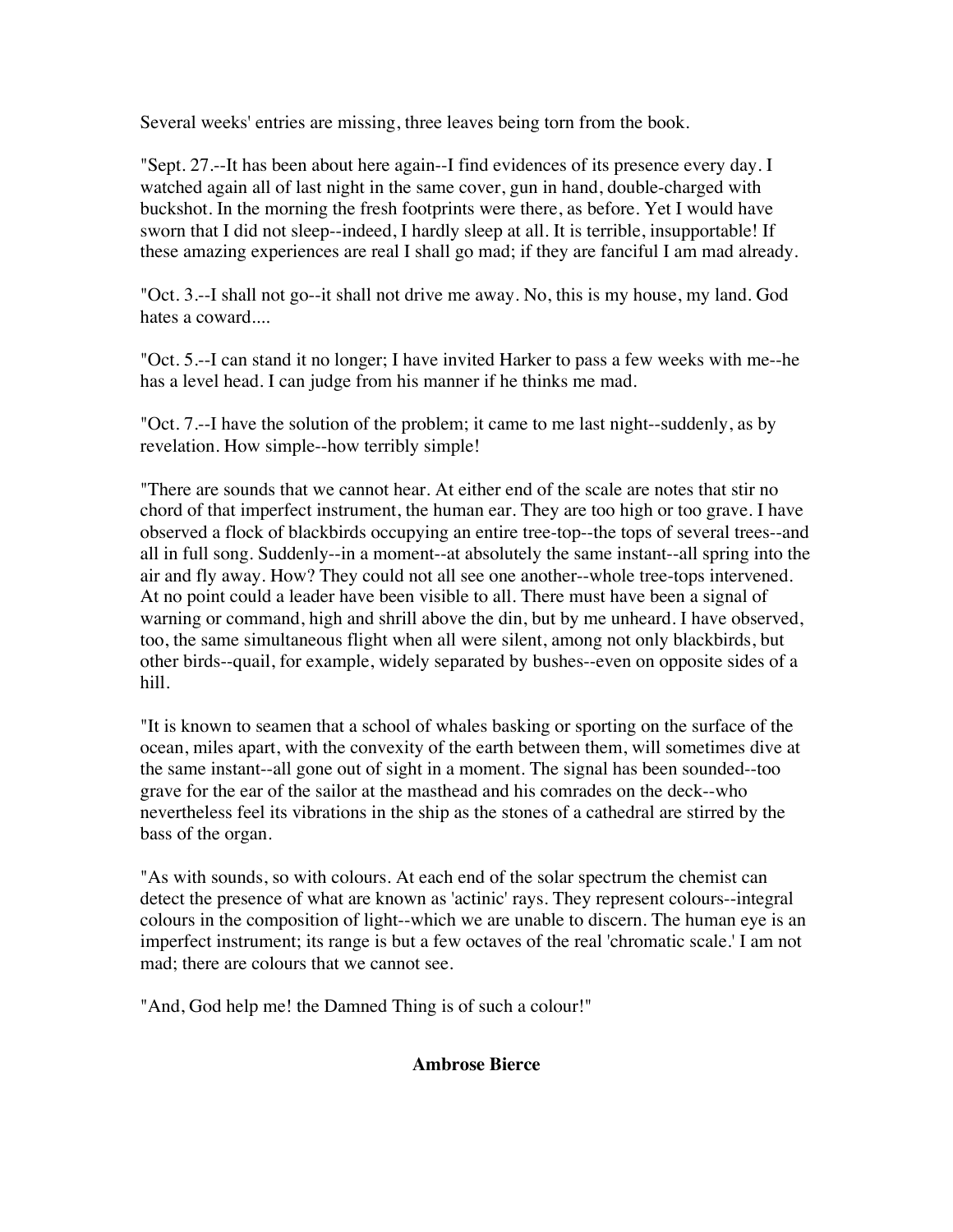Several weeks' entries are missing, three leaves being torn from the book.

"Sept. 27.--It has been about here again--I find evidences of its presence every day. I watched again all of last night in the same cover, gun in hand, double-charged with buckshot. In the morning the fresh footprints were there, as before. Yet I would have sworn that I did not sleep--indeed, I hardly sleep at all. It is terrible, insupportable! If these amazing experiences are real I shall go mad; if they are fanciful I am mad already.

"Oct. 3.--I shall not go--it shall not drive me away. No, this is my house, my land. God hates a coward....

"Oct. 5.--I can stand it no longer; I have invited Harker to pass a few weeks with me--he has a level head. I can judge from his manner if he thinks me mad.

"Oct. 7.--I have the solution of the problem; it came to me last night--suddenly, as by revelation. How simple--how terribly simple!

"There are sounds that we cannot hear. At either end of the scale are notes that stir no chord of that imperfect instrument, the human ear. They are too high or too grave. I have observed a flock of blackbirds occupying an entire tree-top--the tops of several trees--and all in full song. Suddenly--in a moment--at absolutely the same instant--all spring into the air and fly away. How? They could not all see one another--whole tree-tops intervened. At no point could a leader have been visible to all. There must have been a signal of warning or command, high and shrill above the din, but by me unheard. I have observed, too, the same simultaneous flight when all were silent, among not only blackbirds, but other birds--quail, for example, widely separated by bushes--even on opposite sides of a hill.

"It is known to seamen that a school of whales basking or sporting on the surface of the ocean, miles apart, with the convexity of the earth between them, will sometimes dive at the same instant--all gone out of sight in a moment. The signal has been sounded--too grave for the ear of the sailor at the masthead and his comrades on the deck--who nevertheless feel its vibrations in the ship as the stones of a cathedral are stirred by the bass of the organ.

"As with sounds, so with colours. At each end of the solar spectrum the chemist can detect the presence of what are known as 'actinic' rays. They represent colours--integral colours in the composition of light--which we are unable to discern. The human eye is an imperfect instrument; its range is but a few octaves of the real 'chromatic scale.' I am not mad; there are colours that we cannot see.

"And, God help me! the Damned Thing is of such a colour!"

**Ambrose Bierce**